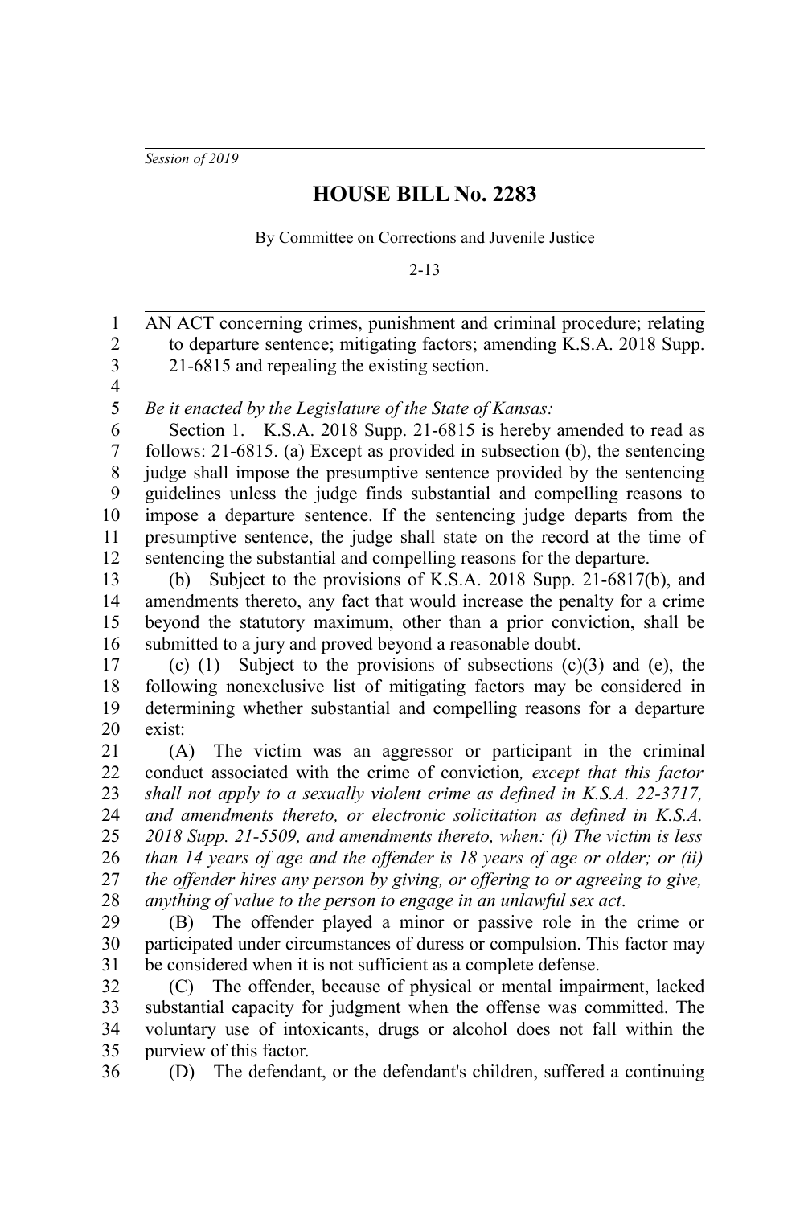*Session of 2019*

# HOUSE BILL No. 2283

By Committee on Corrections and Juvenile Justice

2-13

AN ACT concerning crimes, punishment and criminal procedure; relating to departure sentence; mitigating factors; amending K.S.A. 2018 Supp. 21-6815 and repealing the existing section.

*Be it enacted by the Legislature of the State of Kansas:*

Section 1. K.S.A. 2018 Supp. 21-6815 is hereby amended to read as follows: 21-6815. (a) Except as provided in subsection (b), the sentencing judge shall impose the presumptive sentence provided by the sentencing guidelines unless the judge finds substantial and compelling reasons to impose a departure sentence. If the sentencing judge departs from the presumptive sentence, the judge shall state on the record at the time of sentencing the substantial and compelling reasons for the departure.

(b) Subject to the provisions of K.S.A. 2018 Supp. 21-6817(b), and amendments thereto, any fact that would increase the penalty for a crime beyond the statutory maximum, other than a prior conviction, shall be submitted to a jury and proved beyond a reasonable doubt.

(c) (1) Subject to the provisions of subsections (c)(3) and (e), the following nonexclusive list of mitigating factors may be considered in determining whether substantial and compelling reasons for a departure exist:

(A) The victim was an aggressor or participant in the criminal conduct associated with the crime of conviction*, except that this factor shall not apply to a sexually violent crime as defined in K.S.A. 22-3717, and amendments thereto, or electronic solicitation as defined in K.S.A. 2018 Supp. 21-5509, and amendments thereto, when: (i) The victim is less than 14 years of age and the offender is 18 years of age or older; or (ii) the offender hires any person by giving, or offering to or agreeing to give, anything of value to the person to engage in an unlawful sex act*.

(B) The offender played a minor or passive role in the crime or participated under circumstances of duress or compulsion. This factor may be considered when it is not sufficient as a complete defense.

(C) The offender, because of physical or mental impairment, lacked substantial capacity for judgment when the offense was committed. The voluntary use of intoxicants, drugs or alcohol does not fall within the purview of this factor.

(D) The defendant, or the defendant's children, suffered a continuing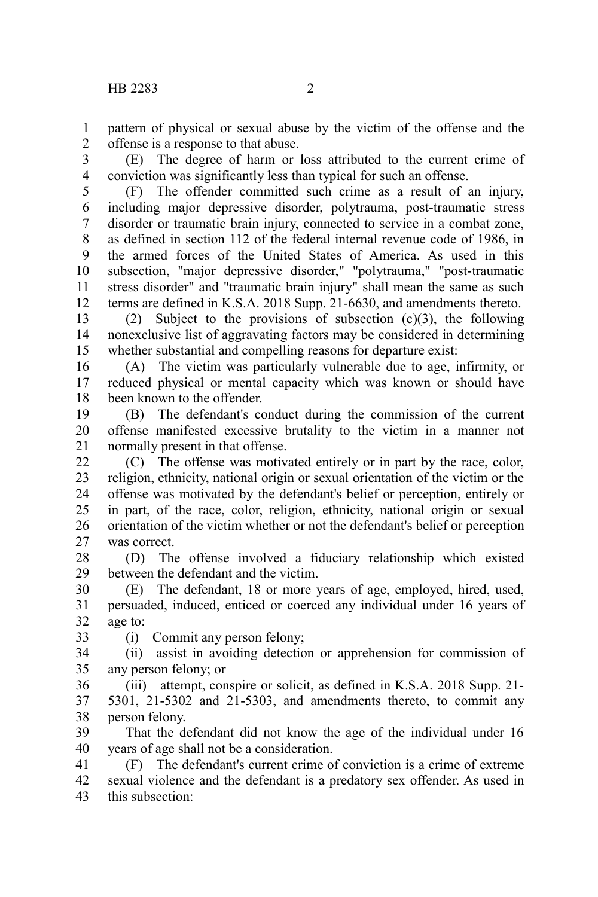pattern of physical or sexual abuse by the victim of the offense and the offense is a response to that abuse.

(E) The degree of harm or loss attributed to the current crime of conviction was significantly less than typical for such an offense.

(F) The offender committed such crime as a result of an injury, including major depressive disorder, polytrauma, post-traumatic stress disorder or traumatic brain injury, connected to service in a combat zone, as defined in section 112 of the federal internal revenue code of 1986, in the armed forces of the United States of America. As used in this subsection, "major depressive disorder," "polytrauma," "post-traumatic stress disorder" and "traumatic brain injury" shall mean the same as such terms are defined in K.S.A. 2018 Supp. 21-6630, and amendments thereto.

(2) Subject to the provisions of subsection (c)(3), the following nonexclusive list of aggravating factors may be considered in determining whether substantial and compelling reasons for departure exist:

(A) The victim was particularly vulnerable due to age, infirmity, or reduced physical or mental capacity which was known or should have been known to the offender.

(B) The defendant's conduct during the commission of the current offense manifested excessive brutality to the victim in a manner not normally present in that offense.

(C) The offense was motivated entirely or in part by the race, color, religion, ethnicity, national origin or sexual orientation of the victim or the offense was motivated by the defendant's belief or perception, entirely or in part, of the race, color, religion, ethnicity, national origin or sexual orientation of the victim whether or not the defendant's belief or perception was correct.

(D) The offense involved a fiduciary relationship which existed between the defendant and the victim.

(E) The defendant, 18 or more years of age, employed, hired, used, persuaded, induced, enticed or coerced any individual under 16 years of age to:

(i) Commit any person felony;

(ii) assist in avoiding detection or apprehension for commission of any person felony; or

(iii) attempt, conspire or solicit, as defined in K.S.A. 2018 Supp. 21-5301, 21-5302 and 21-5303, and amendments thereto, to commit any person felony.

That the defendant did not know the age of the individual under 16 years of age shall not be a consideration.

(F) The defendant's current crime of conviction is a crime of extreme sexual violence and the defendant is a predatory sex offender. As used in this subsection: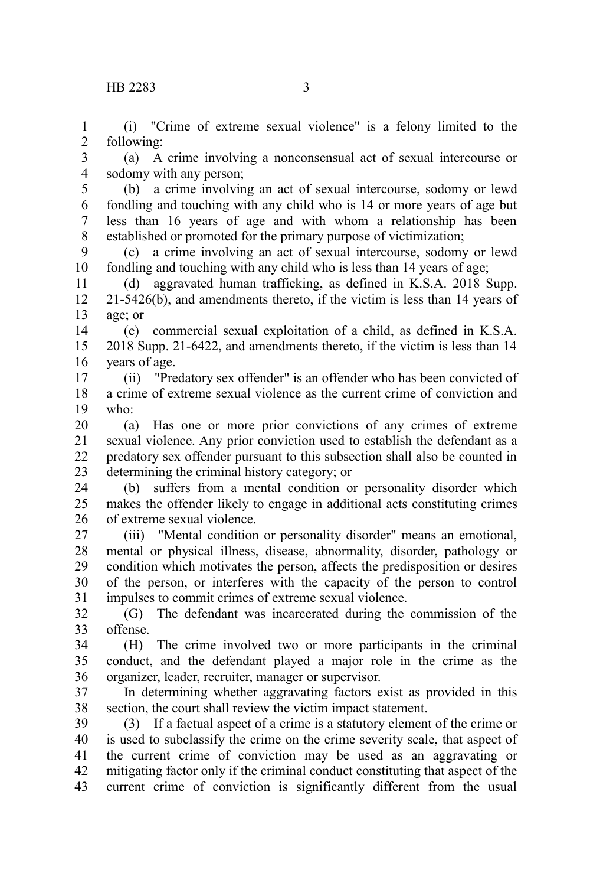(i) "Crime of extreme sexual violence" is a felony limited to the following:

(a) A crime involving a nonconsensual act of sexual intercourse or sodomy with any person;

(b) a crime involving an act of sexual intercourse, sodomy or lewd fondling and touching with any child who is 14 or more years of age but less than 16 years of age and with whom a relationship has been established or promoted for the primary purpose of victimization;

(c) a crime involving an act of sexual intercourse, sodomy or lewd fondling and touching with any child who is less than 14 years of age;

(d) aggravated human trafficking, as defined in K.S.A. 2018 Supp. 21-5426(b), and amendments thereto, if the victim is less than 14 years of age; or

(e) commercial sexual exploitation of a child, as defined in K.S.A. 2018 Supp. 21-6422, and amendments thereto, if the victim is less than 14 years of age.

(ii) "Predatory sex offender" is an offender who has been convicted of a crime of extreme sexual violence as the current crime of conviction and who:

(a) Has one or more prior convictions of any crimes of extreme sexual violence. Any prior conviction used to establish the defendant as a predatory sex offender pursuant to this subsection shall also be counted in determining the criminal history category; or

(b) suffers from a mental condition or personality disorder which makes the offender likely to engage in additional acts constituting crimes of extreme sexual violence.

(iii) "Mental condition or personality disorder" means an emotional, mental or physical illness, disease, abnormality, disorder, pathology or condition which motivates the person, affects the predisposition or desires of the person, or interferes with the capacity of the person to control impulses to commit crimes of extreme sexual violence.

(G) The defendant was incarcerated during the commission of the offense.

(H) The crime involved two or more participants in the criminal conduct, and the defendant played a major role in the crime as the organizer, leader, recruiter, manager or supervisor.

In determining whether aggravating factors exist as provided in this section, the court shall review the victim impact statement.

(3) If a factual aspect of a crime is a statutory element of the crime or is used to subclassify the crime on the crime severity scale, that aspect of the current crime of conviction may be used as an aggravating or mitigating factor only if the criminal conduct constituting that aspect of the current crime of conviction is significantly different from the usual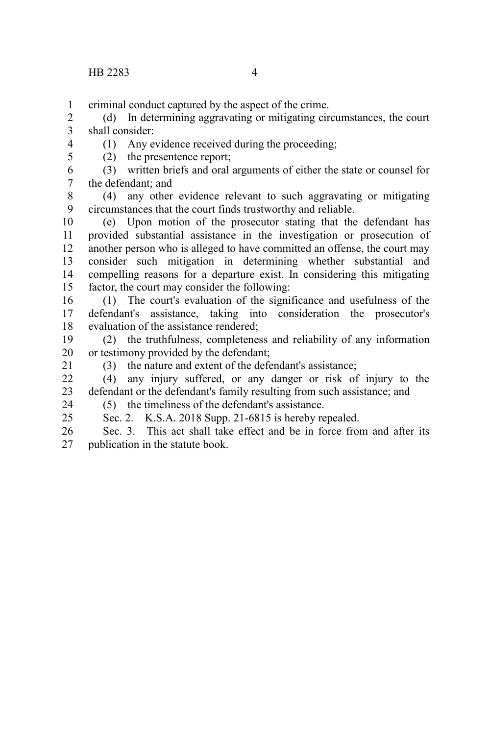criminal conduct captured by the aspect of the crime.

(d) In determining aggravating or mitigating circumstances, the court shall consider:

(1) Any evidence received during the proceeding;

(2) the presentence report;

(3) written briefs and oral arguments of either the state or counsel for the defendant; and

(4) any other evidence relevant to such aggravating or mitigating circumstances that the court finds trustworthy and reliable.

(e) Upon motion of the prosecutor stating that the defendant has provided substantial assistance in the investigation or prosecution of another person who is alleged to have committed an offense, the court may consider such mitigation in determining whether substantial and compelling reasons for a departure exist. In considering this mitigating factor, the court may consider the following:

(1) The court's evaluation of the significance and usefulness of the defendant's assistance, taking into consideration the prosecutor's evaluation of the assistance rendered;

(2) the truthfulness, completeness and reliability of any information or testimony provided by the defendant;

(3) the nature and extent of the defendant's assistance;

(4) any injury suffered, or any danger or risk of injury to the defendant or the defendant's family resulting from such assistance; and

(5) the timeliness of the defendant's assistance.

Sec. 2. K.S.A. 2018 Supp. 21-6815 is hereby repealed.

Sec. 3. This act shall take effect and be in force from and after its publication in the statute book.